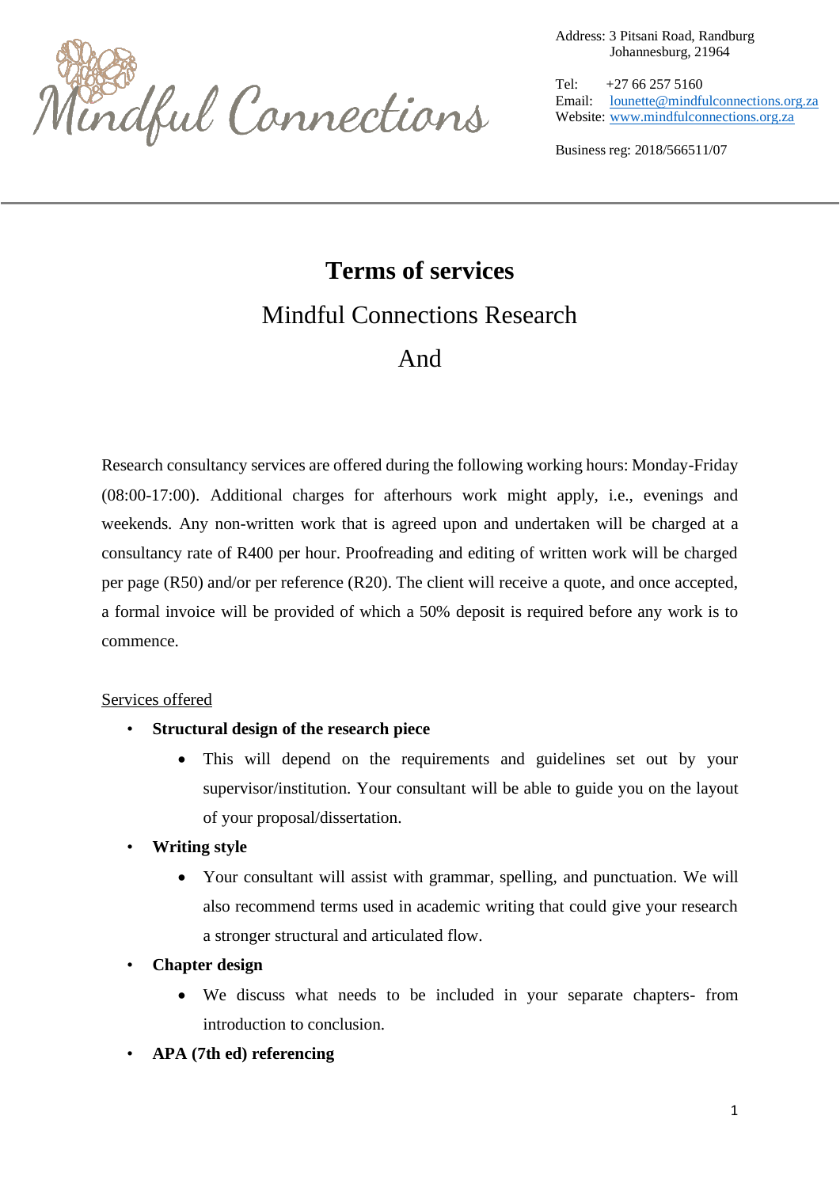Mindful Connections

Address: 3 Pitsani Road, Randburg
Johannesburg, 21964

Tel: +27 66 257 5160
Email: lounette@mindfulconnections.org.za
Website: www.mindfulconnections.org.za

Business reg: 2018/566511/07

# Terms of services

## Mindful Connections Research

## And

Research consultancy services are offered during the following working hours: Monday-Friday (08:00-17:00). Additional charges for afterhours work might apply, i.e., evenings and weekends. Any non-written work that is agreed upon and undertaken will be charged at a consultancy rate of R400 per hour. Proofreading and editing of written work will be charged per page (R50) and/or per reference (R20). The client will receive a quote, and once accepted, a formal invoice will be provided of which a 50% deposit is required before any work is to commence.

Services offered

- **Structural design of the research piece**
  - This will depend on the requirements and guidelines set out by your supervisor/institution. Your consultant will be able to guide you on the layout of your proposal/dissertation.
- **Writing style**
  - Your consultant will assist with grammar, spelling, and punctuation. We will also recommend terms used in academic writing that could give your research a stronger structural and articulated flow.
- **Chapter design**
  - We discuss what needs to be included in your separate chapters- from introduction to conclusion.
- **APA (7th ed) referencing**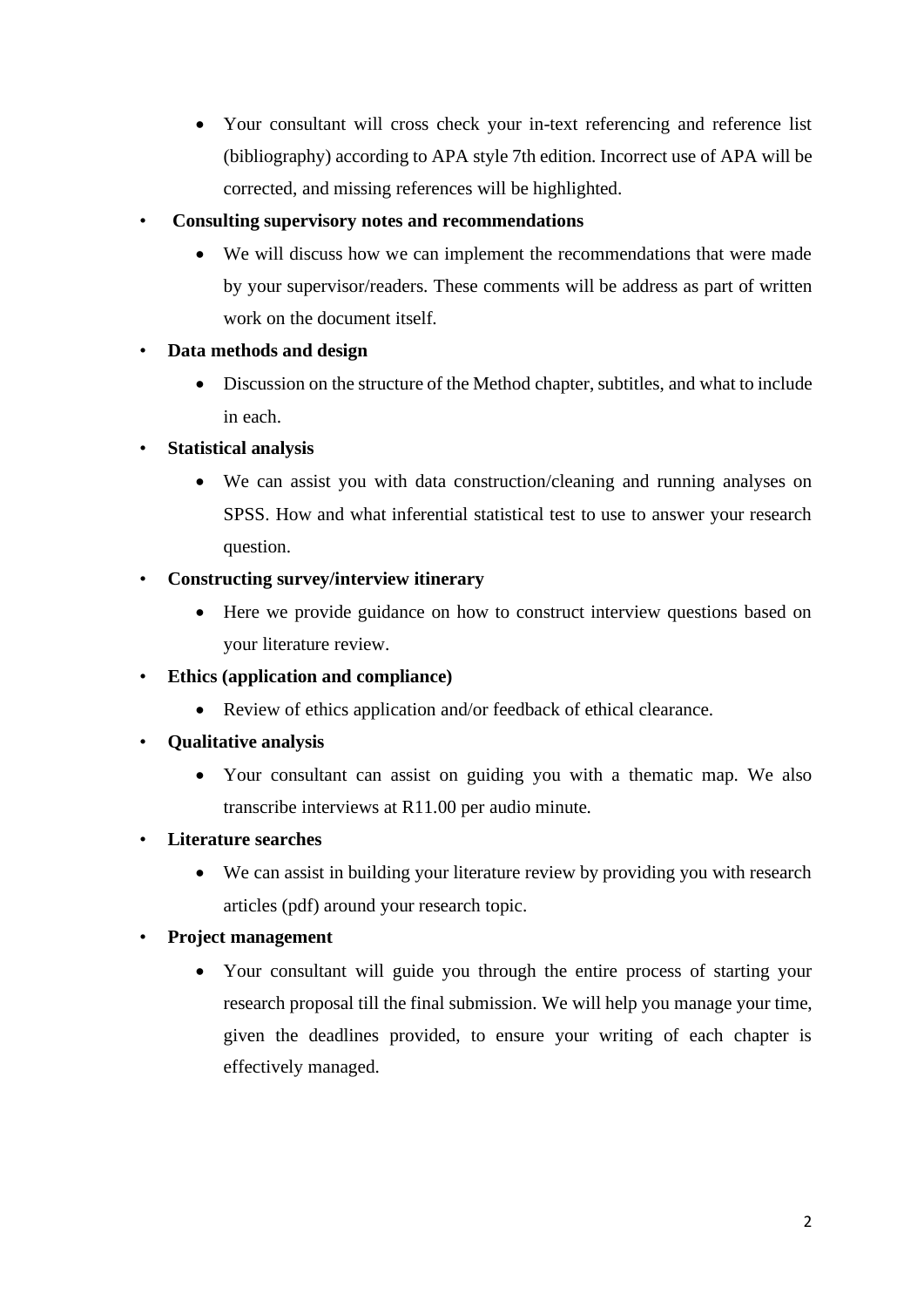- Your consultant will cross check your in-text referencing and reference list (bibliography) according to APA style 7th edition. Incorrect use of APA will be corrected, and missing references will be highlighted.

- **Consulting supervisory notes and recommendations**
  - We will discuss how we can implement the recommendations that were made by your supervisor/readers. These comments will be address as part of written work on the document itself.
- **Data methods and design**
  - Discussion on the structure of the Method chapter, subtitles, and what to include in each.
- **Statistical analysis**
  - We can assist you with data construction/cleaning and running analyses on SPSS. How and what inferential statistical test to use to answer your research question.
- **Constructing survey/interview itinerary**
  - Here we provide guidance on how to construct interview questions based on your literature review.
- **Ethics (application and compliance)**
  - Review of ethics application and/or feedback of ethical clearance.
- **Qualitative analysis**
  - Your consultant can assist on guiding you with a thematic map. We also transcribe interviews at R11.00 per audio minute.
- **Literature searches**
  - We can assist in building your literature review by providing you with research articles (pdf) around your research topic.
- **Project management**
  - Your consultant will guide you through the entire process of starting your research proposal till the final submission. We will help you manage your time, given the deadlines provided, to ensure your writing of each chapter is effectively managed.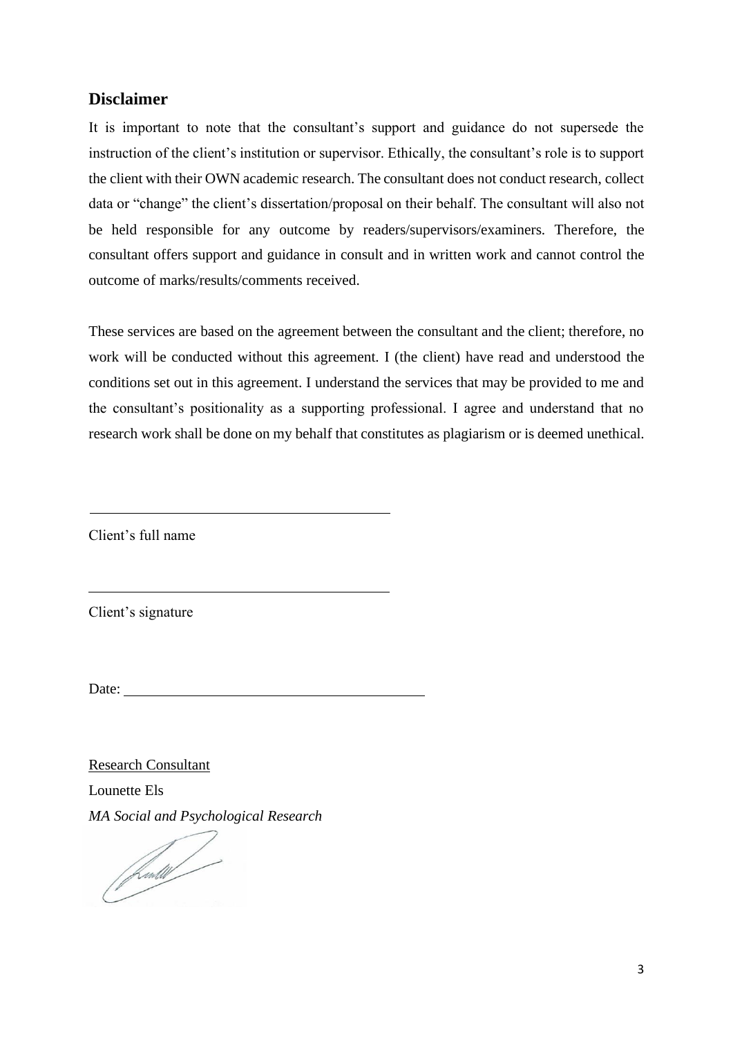## Disclaimer

It is important to note that the consultant's support and guidance do not supersede the instruction of the client's institution or supervisor. Ethically, the consultant's role is to support the client with their OWN academic research. The consultant does not conduct research, collect data or "change" the client's dissertation/proposal on their behalf. The consultant will also not be held responsible for any outcome by readers/supervisors/examiners. Therefore, the consultant offers support and guidance in consult and in written work and cannot control the outcome of marks/results/comments received.

These services are based on the agreement between the consultant and the client; therefore, no work will be conducted without this agreement. I (the client) have read and understood the conditions set out in this agreement. I understand the services that may be provided to me and the consultant's positionality as a supporting professional. I agree and understand that no research work shall be done on my behalf that constitutes as plagiarism or is deemed unethical.

\_\_\_\_\_\_\_\_\_\_\_\_\_\_\_\_\_\_\_\_\_\_\_\_\_\_\_\_\_\_\_\_\_\_\_\_\_\_\_\_

Client's full name

\_\_\_\_\_\_\_\_\_\_\_\_\_\_\_\_\_\_\_\_\_\_\_\_\_\_\_\_\_\_\_\_\_\_\_\_\_\_\_\_

Client's signature

Date: \_\_\_\_\_\_\_\_\_\_\_\_\_\_\_\_\_\_\_\_\_\_\_\_\_\_\_\_\_\_\_\_\_\_\_\_\_\_\_\_

<u>Research Consultant</u>

Lounette Els

*MA Social and Psychological Research*